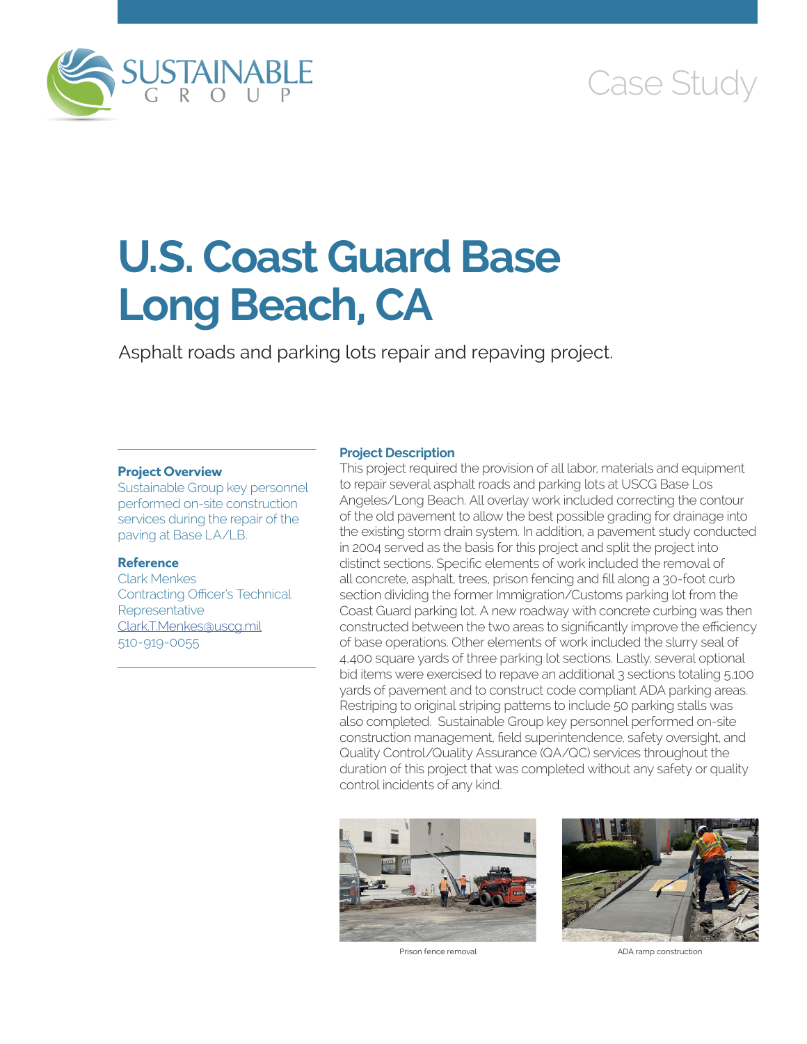SUSTAINABLE GROUP

Case Study

# U.S. Coast Guard Base Long Beach, CA

Asphalt roads and parking lots repair and repaving project.

### Project Overview

Sustainable Group key personnel performed on-site construction services during the repair of the paving at Base LA/LB.

### Reference

Clark Menkes
Contracting Officer's Technical Representative
Clark.T.Menkes@uscg.mil
510-919-0055

### Project Description

This project required the provision of all labor, materials and equipment to repair several asphalt roads and parking lots at USCG Base Los Angeles/Long Beach. All overlay work included correcting the contour of the old pavement to allow the best possible grading for drainage into the existing storm drain system. In addition, a pavement study conducted in 2004 served as the basis for this project and split the project into distinct sections. Specific elements of work included the removal of all concrete, asphalt, trees, prison fencing and fill along a 30-foot curb section dividing the former Immigration/Customs parking lot from the Coast Guard parking lot. A new roadway with concrete curbing was then constructed between the two areas to significantly improve the efficiency of base operations. Other elements of work included the slurry seal of 4,400 square yards of three parking lot sections. Lastly, several optional bid items were exercised to repave an additional 3 sections totaling 5,100 yards of pavement and to construct code compliant ADA parking areas. Restriping to original striping patterns to include 50 parking stalls was also completed. Sustainable Group key personnel performed on-site construction management, field superintendence, safety oversight, and Quality Control/Quality Assurance (QA/QC) services throughout the duration of this project that was completed without any safety or quality control incidents of any kind.

Prison fence removal

ADA ramp construction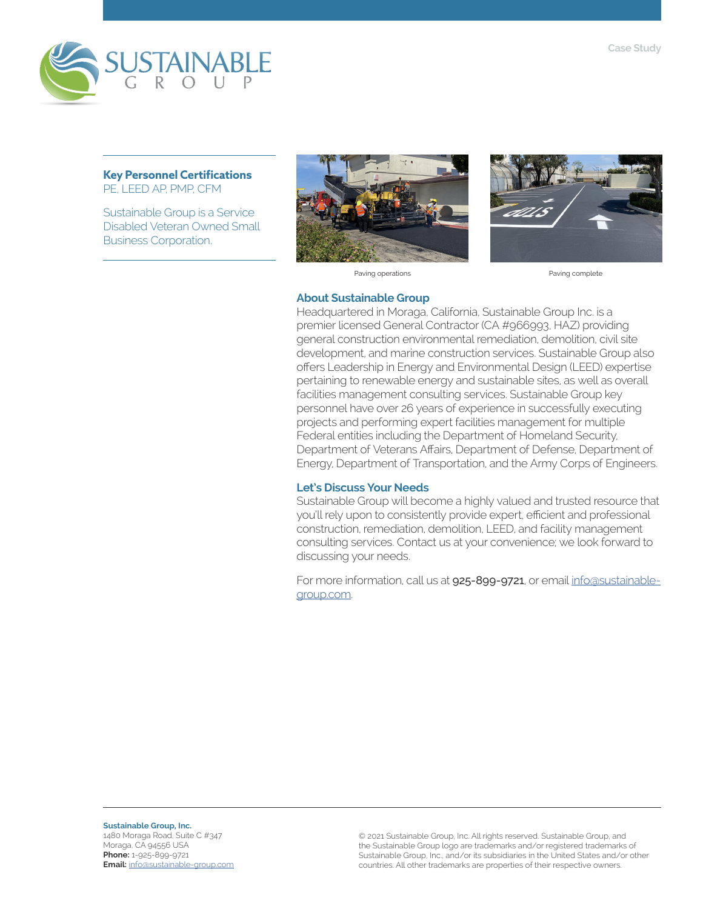### Key Personnel Certifications

PE, LEED AP, PMP, CFM

Sustainable Group is a Service Disabled Veteran Owned Small Business Corporation.

Paving operations

Paving complete

## About Sustainable Group

Headquartered in Moraga, California, Sustainable Group Inc. is a premier licensed General Contractor (CA #966993, HAZ) providing general construction environmental remediation, demolition, civil site development, and marine construction services. Sustainable Group also offers Leadership in Energy and Environmental Design (LEED) expertise pertaining to renewable energy and sustainable sites, as well as overall facilities management consulting services. Sustainable Group key personnel have over 26 years of experience in successfully executing projects and performing expert facilities management for multiple Federal entities including the Department of Homeland Security, Department of Veterans Affairs, Department of Defense, Department of Energy, Department of Transportation, and the Army Corps of Engineers.

## Let's Discuss Your Needs

Sustainable Group will become a highly valued and trusted resource that you'll rely upon to consistently provide expert, efficient and professional construction, remediation, demolition, LEED, and facility management consulting services. Contact us at your convenience; we look forward to discussing your needs.

For more information, call us at 925-899-9721, or email info@sustainable-group.com.

**Sustainable Group, Inc.**
1480 Moraga Road, Suite C #347
Moraga, CA 94556 USA
**Phone:** 1-925-899-9721
**Email:** info@sustainable-group.com

© 2021 Sustainable Group, Inc. All rights reserved. Sustainable Group, and the Sustainable Group logo are trademarks and/or registered trademarks of Sustainable Group, Inc., and/or its subsidiaries in the United States and/or other countries. All other trademarks are properties of their respective owners.